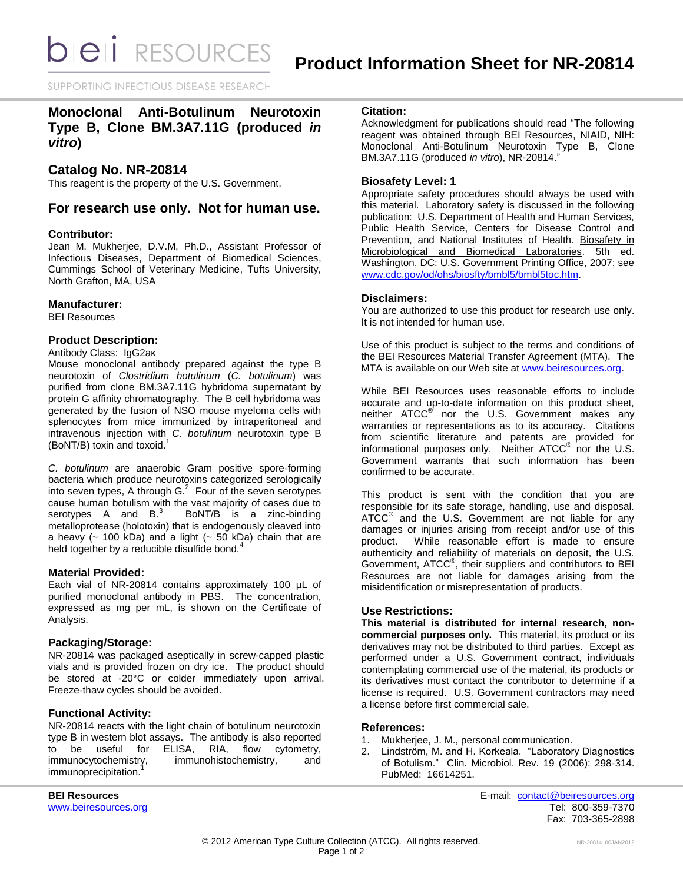# Product Information Sheet for NR-20814

## Monoclonal Anti-Botulinum Neurotoxin Type B, Clone BM.3A7.11G (produced *in vitro*)

## Catalog No. NR-20814

This reagent is the property of the U.S. Government.

## For research use only. Not for human use.

### Contributor:

Jean M. Mukherjee, D.V.M, Ph.D., Assistant Professor of Infectious Diseases, Department of Biomedical Sciences, Cummings School of Veterinary Medicine, Tufts University, North Grafton, MA, USA

### Manufacturer:

BEI Resources

### Product Description:

Antibody Class: IgG2aκ

Mouse monoclonal antibody prepared against the type B neurotoxin of *Clostridium botulinum* (*C. botulinum*) was purified from clone BM.3A7.11G hybridoma supernatant by protein G affinity chromatography. The B cell hybridoma was generated by the fusion of NSO mouse myeloma cells with splenocytes from mice immunized by intraperitoneal and intravenous injection with *C. botulinum* neurotoxin type B (BoNT/B) toxin and toxoid.[1]

*C. botulinum* are anaerobic Gram positive spore-forming bacteria which produce neurotoxins categorized serologically into seven types, A through G.[2] Four of the seven serotypes cause human botulism with the vast majority of cases due to serotypes A and B.[3] BoNT/B is a zinc-binding metalloprotease (holotoxin) that is endogenously cleaved into a heavy (~ 100 kDa) and a light (~ 50 kDa) chain that are held together by a reducible disulfide bond.[4]

### Material Provided:

Each vial of NR-20814 contains approximately 100 µL of purified monoclonal antibody in PBS. The concentration, expressed as mg per mL, is shown on the Certificate of Analysis.

### Packaging/Storage:

NR-20814 was packaged aseptically in screw-capped plastic vials and is provided frozen on dry ice. The product should be stored at -20°C or colder immediately upon arrival. Freeze-thaw cycles should be avoided.

### Functional Activity:

NR-20814 reacts with the light chain of botulinum neurotoxin type B in western blot assays. The antibody is also reported to be useful for ELISA, RIA, flow cytometry, immunocytochemistry, immunohistochemistry, and immunoprecipitation.[1]

### Citation:

Acknowledgment for publications should read "The following reagent was obtained through BEI Resources, NIAID, NIH: Monoclonal Anti-Botulinum Neurotoxin Type B, Clone BM.3A7.11G (produced *in vitro*), NR-20814."

### Biosafety Level: 1

Appropriate safety procedures should always be used with this material. Laboratory safety is discussed in the following publication: U.S. Department of Health and Human Services, Public Health Service, Centers for Disease Control and Prevention, and National Institutes of Health. Biosafety in Microbiological and Biomedical Laboratories. 5th ed. Washington, DC: U.S. Government Printing Office, 2007; see www.cdc.gov/od/ohs/biosfty/bmbl5/bmbl5toc.htm.

### Disclaimers:

You are authorized to use this product for research use only. It is not intended for human use.

Use of this product is subject to the terms and conditions of the BEI Resources Material Transfer Agreement (MTA). The MTA is available on our Web site at www.beiresources.org.

While BEI Resources uses reasonable efforts to include accurate and up-to-date information on this product sheet, neither ATCC® nor the U.S. Government makes any warranties or representations as to its accuracy. Citations from scientific literature and patents are provided for informational purposes only. Neither ATCC® nor the U.S. Government warrants that such information has been confirmed to be accurate.

This product is sent with the condition that you are responsible for its safe storage, handling, use and disposal. ATCC® and the U.S. Government are not liable for any damages or injuries arising from receipt and/or use of this product. While reasonable effort is made to ensure authenticity and reliability of materials on deposit, the U.S. Government, ATCC®, their suppliers and contributors to BEI Resources are not liable for damages arising from the misidentification or misrepresentation of products.

### Use Restrictions:

**This material is distributed for internal research, non-commercial purposes only.** This material, its product or its derivatives may not be distributed to third parties. Except as performed under a U.S. Government contract, individuals contemplating commercial use of the material, its products or its derivatives must contact the contributor to determine if a license is required. U.S. Government contractors may need a license before first commercial sale.

### References:

1. Mukherjee, J. M., personal communication.
2. Lindström, M. and H. Korkeala. "Laboratory Diagnostics of Botulism." Clin. Microbiol. Rev. 19 (2006): 298-314. PubMed: 16614251.

**BEI Resources**
www.beiresources.org

E-mail: contact@beiresources.org
Tel: 800-359-7370
Fax: 703-365-2898

© 2012 American Type Culture Collection (ATCC). All rights reserved.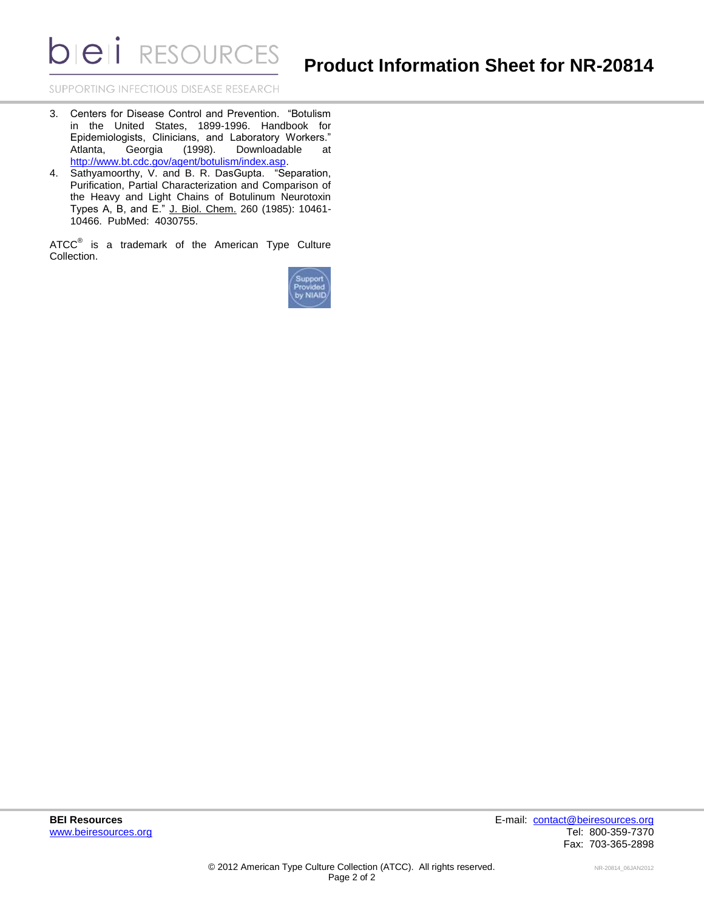3. Centers for Disease Control and Prevention. "Botulism in the United States, 1899-1996. Handbook for Epidemiologists, Clinicians, and Laboratory Workers." Atlanta, Georgia (1998). Downloadable at http://www.bt.cdc.gov/agent/botulism/index.asp.
4. Sathyamoorthy, V. and B. R. DasGupta. "Separation, Purification, Partial Characterization and Comparison of the Heavy and Light Chains of Botulinum Neurotoxin Types A, B, and E." J. Biol. Chem. 260 (1985): 10461-10466. PubMed: 4030755.

ATCC® is a trademark of the American Type Culture Collection.

**BEI Resources**
www.beiresources.org

E-mail: contact@beiresources.org
Tel: 800-359-7370
Fax: 703-365-2898

© 2012 American Type Culture Collection (ATCC). All rights reserved.

NR-20814_06JAN2012